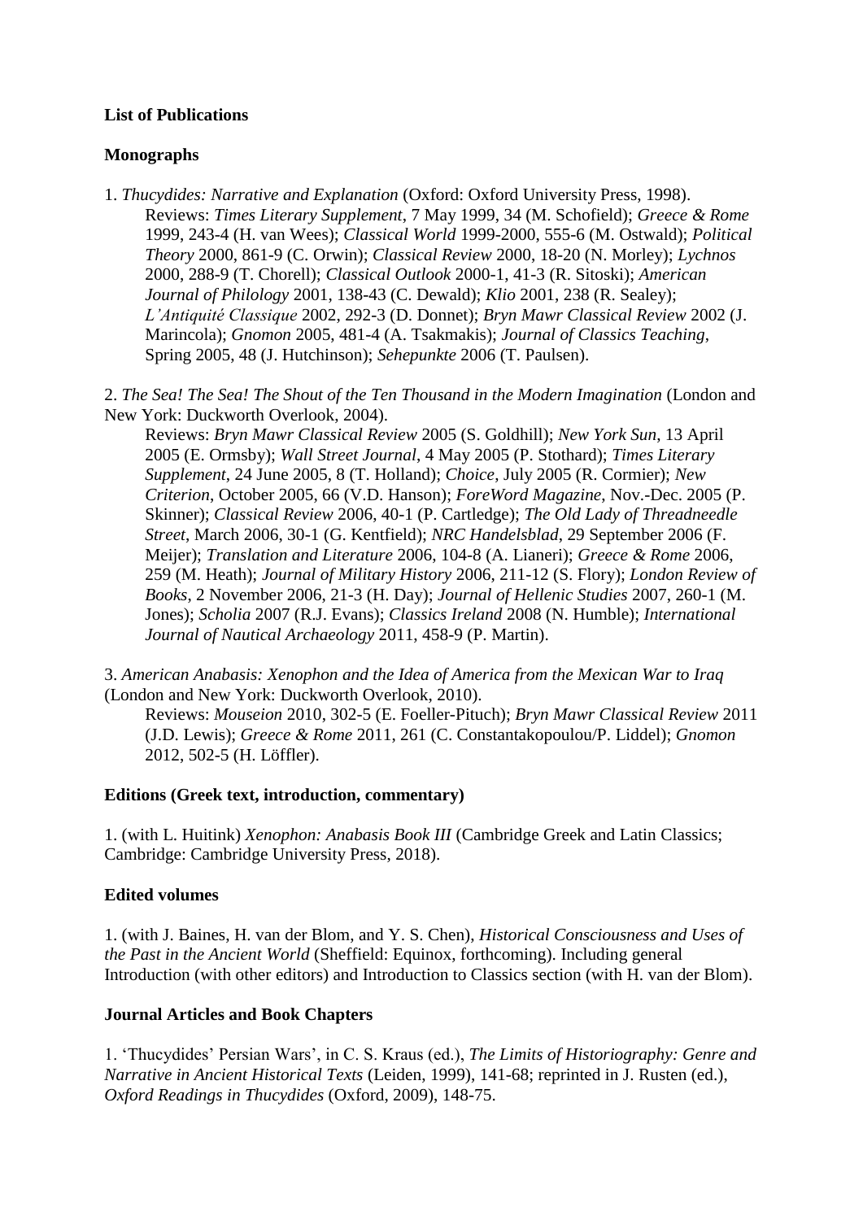**List of Publications**

**Monographs**

1. *Thucydides: Narrative and Explanation* (Oxford: Oxford University Press, 1998).
   Reviews: *Times Literary Supplement*, 7 May 1999, 34 (M. Schofield); *Greece & Rome* 1999, 243-4 (H. van Wees); *Classical World* 1999-2000, 555-6 (M. Ostwald); *Political Theory* 2000, 861-9 (C. Orwin); *Classical Review* 2000, 18-20 (N. Morley); *Lychnos* 2000, 288-9 (T. Chorell); *Classical Outlook* 2000-1, 41-3 (R. Sitoski); *American Journal of Philology* 2001, 138-43 (C. Dewald); *Klio* 2001, 238 (R. Sealey); *L'Antiquité Classique* 2002, 292-3 (D. Donnet); *Bryn Mawr Classical Review* 2002 (J. Marincola); *Gnomon* 2005, 481-4 (A. Tsakmakis); *Journal of Classics Teaching*, Spring 2005, 48 (J. Hutchinson); *Sehepunkte* 2006 (T. Paulsen).

2. *The Sea! The Sea! The Shout of the Ten Thousand in the Modern Imagination* (London and New York: Duckworth Overlook, 2004).
   Reviews: *Bryn Mawr Classical Review* 2005 (S. Goldhill); *New York Sun*, 13 April 2005 (E. Ormsby); *Wall Street Journal*, 4 May 2005 (P. Stothard); *Times Literary Supplement*, 24 June 2005, 8 (T. Holland); *Choice*, July 2005 (R. Cormier); *New Criterion*, October 2005, 66 (V.D. Hanson); *ForeWord Magazine*, Nov.-Dec. 2005 (P. Skinner); *Classical Review* 2006, 40-1 (P. Cartledge); *The Old Lady of Threadneedle Street*, March 2006, 30-1 (G. Kentfield); *NRC Handelsblad*, 29 September 2006 (F. Meijer); *Translation and Literature* 2006, 104-8 (A. Lianeri); *Greece & Rome* 2006, 259 (M. Heath); *Journal of Military History* 2006, 211-12 (S. Flory); *London Review of Books*, 2 November 2006, 21-3 (H. Day); *Journal of Hellenic Studies* 2007, 260-1 (M. Jones); *Scholia* 2007 (R.J. Evans); *Classics Ireland* 2008 (N. Humble); *International Journal of Nautical Archaeology* 2011, 458-9 (P. Martin).

3. *American Anabasis: Xenophon and the Idea of America from the Mexican War to Iraq* (London and New York: Duckworth Overlook, 2010).
   Reviews: *Mouseion* 2010, 302-5 (E. Foeller-Pituch); *Bryn Mawr Classical Review* 2011 (J.D. Lewis); *Greece & Rome* 2011, 261 (C. Constantakopoulou/P. Liddel); *Gnomon* 2012, 502-5 (H. Löffler).

**Editions (Greek text, introduction, commentary)**

1. (with L. Huitink) *Xenophon: Anabasis Book III* (Cambridge Greek and Latin Classics; Cambridge: Cambridge University Press, 2018).

**Edited volumes**

1. (with J. Baines, H. van der Blom, and Y. S. Chen), *Historical Consciousness and Uses of the Past in the Ancient World* (Sheffield: Equinox, forthcoming). Including general Introduction (with other editors) and Introduction to Classics section (with H. van der Blom).

**Journal Articles and Book Chapters**

1. 'Thucydides' Persian Wars', in C. S. Kraus (ed.), *The Limits of Historiography: Genre and Narrative in Ancient Historical Texts* (Leiden, 1999), 141-68; reprinted in J. Rusten (ed.), *Oxford Readings in Thucydides* (Oxford, 2009), 148-75.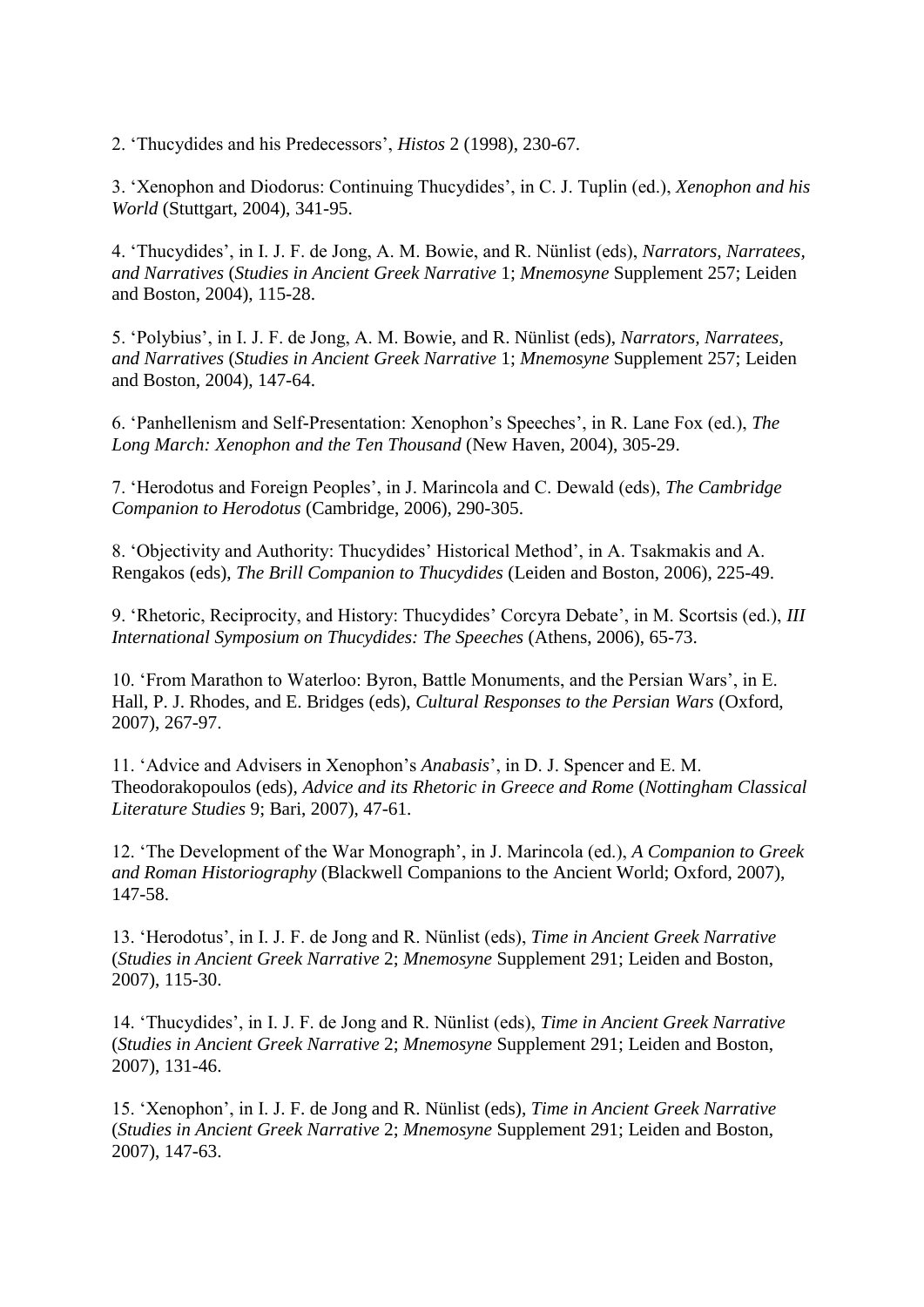2. ‘Thucydides and his Predecessors’, *Histos* 2 (1998), 230-67.

3. ‘Xenophon and Diodorus: Continuing Thucydides’, in C. J. Tuplin (ed.), *Xenophon and his World* (Stuttgart, 2004), 341-95.

4. ‘Thucydides’, in I. J. F. de Jong, A. M. Bowie, and R. Nünlist (eds), *Narrators, Narratees, and Narratives* (*Studies in Ancient Greek Narrative* 1; *Mnemosyne* Supplement 257; Leiden and Boston, 2004), 115-28.

5. ‘Polybius’, in I. J. F. de Jong, A. M. Bowie, and R. Nünlist (eds), *Narrators, Narratees, and Narratives* (*Studies in Ancient Greek Narrative* 1; *Mnemosyne* Supplement 257; Leiden and Boston, 2004), 147-64.

6. ‘Panhellenism and Self-Presentation: Xenophon’s Speeches’, in R. Lane Fox (ed.), *The Long March: Xenophon and the Ten Thousand* (New Haven, 2004), 305-29.

7. ‘Herodotus and Foreign Peoples’, in J. Marincola and C. Dewald (eds), *The Cambridge Companion to Herodotus* (Cambridge, 2006), 290-305.

8. ‘Objectivity and Authority: Thucydides’ Historical Method’, in A. Tsakmakis and A. Rengakos (eds), *The Brill Companion to Thucydides* (Leiden and Boston, 2006), 225-49.

9. ‘Rhetoric, Reciprocity, and History: Thucydides’ Corcyra Debate’, in M. Scortsis (ed.), *III International Symposium on Thucydides: The Speeches* (Athens, 2006), 65-73.

10. ‘From Marathon to Waterloo: Byron, Battle Monuments, and the Persian Wars’, in E. Hall, P. J. Rhodes, and E. Bridges (eds), *Cultural Responses to the Persian Wars* (Oxford, 2007), 267-97.

11. ‘Advice and Advisers in Xenophon’s *Anabasis*’, in D. J. Spencer and E. M. Theodorakopoulos (eds), *Advice and its Rhetoric in Greece and Rome* (*Nottingham Classical Literature Studies* 9; Bari, 2007), 47-61.

12. ‘The Development of the War Monograph’, in J. Marincola (ed.), *A Companion to Greek and Roman Historiography* (Blackwell Companions to the Ancient World; Oxford, 2007), 147-58.

13. ‘Herodotus’, in I. J. F. de Jong and R. Nünlist (eds), *Time in Ancient Greek Narrative* (*Studies in Ancient Greek Narrative* 2; *Mnemosyne* Supplement 291; Leiden and Boston, 2007), 115-30.

14. ‘Thucydides’, in I. J. F. de Jong and R. Nünlist (eds), *Time in Ancient Greek Narrative* (*Studies in Ancient Greek Narrative* 2; *Mnemosyne* Supplement 291; Leiden and Boston, 2007), 131-46.

15. ‘Xenophon’, in I. J. F. de Jong and R. Nünlist (eds), *Time in Ancient Greek Narrative* (*Studies in Ancient Greek Narrative* 2; *Mnemosyne* Supplement 291; Leiden and Boston, 2007), 147-63.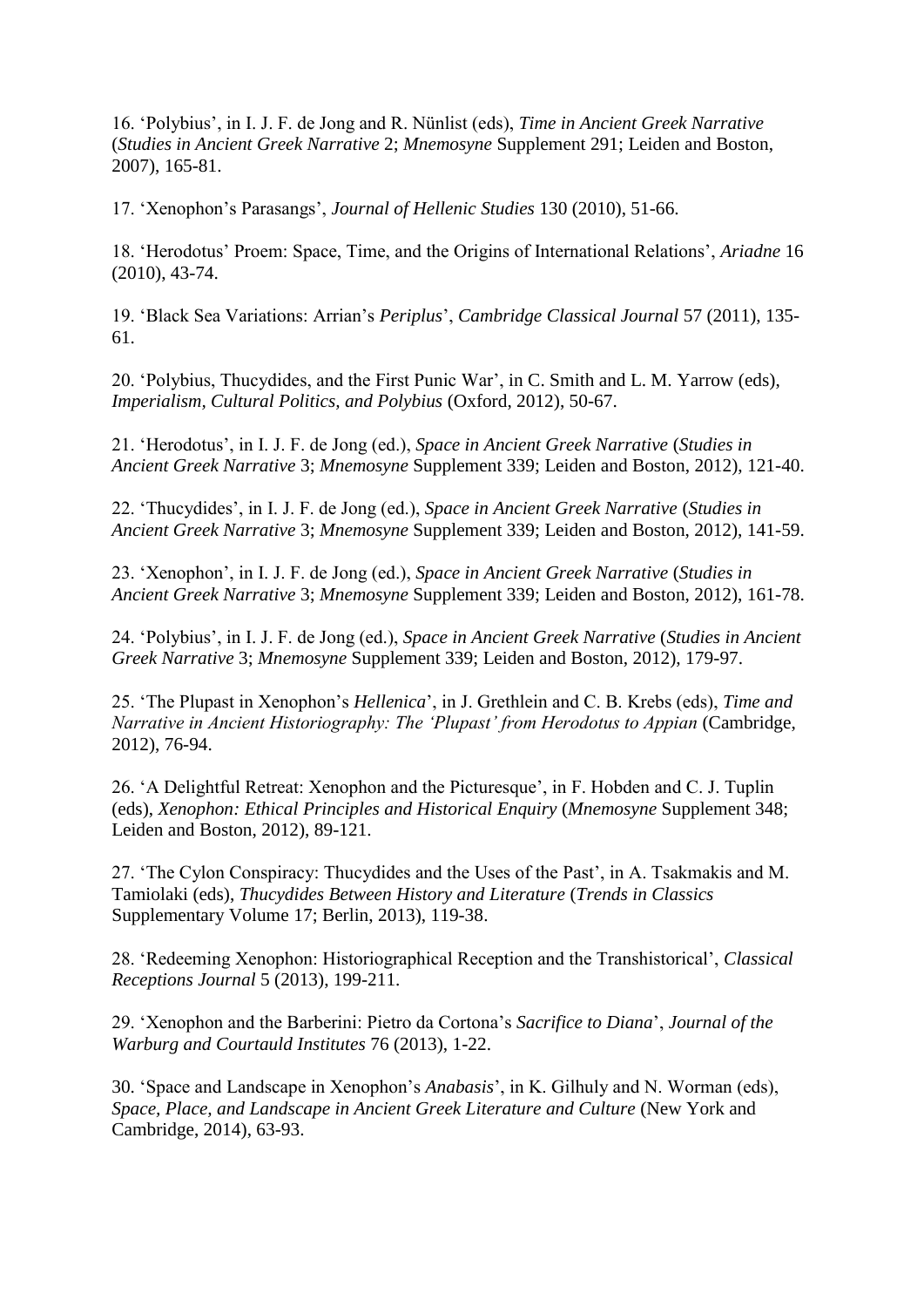16. 'Polybius', in I. J. F. de Jong and R. Nünlist (eds), *Time in Ancient Greek Narrative* (*Studies in Ancient Greek Narrative* 2; *Mnemosyne* Supplement 291; Leiden and Boston, 2007), 165-81.

17. 'Xenophon's Parasangs', *Journal of Hellenic Studies* 130 (2010), 51-66.

18. 'Herodotus' Proem: Space, Time, and the Origins of International Relations', *Ariadne* 16 (2010), 43-74.

19. 'Black Sea Variations: Arrian's *Periplus*', *Cambridge Classical Journal* 57 (2011), 135-61.

20. 'Polybius, Thucydides, and the First Punic War', in C. Smith and L. M. Yarrow (eds), *Imperialism, Cultural Politics, and Polybius* (Oxford, 2012), 50-67.

21. 'Herodotus', in I. J. F. de Jong (ed.), *Space in Ancient Greek Narrative* (*Studies in Ancient Greek Narrative* 3; *Mnemosyne* Supplement 339; Leiden and Boston, 2012), 121-40.

22. 'Thucydides', in I. J. F. de Jong (ed.), *Space in Ancient Greek Narrative* (*Studies in Ancient Greek Narrative* 3; *Mnemosyne* Supplement 339; Leiden and Boston, 2012), 141-59.

23. 'Xenophon', in I. J. F. de Jong (ed.), *Space in Ancient Greek Narrative* (*Studies in Ancient Greek Narrative* 3; *Mnemosyne* Supplement 339; Leiden and Boston, 2012), 161-78.

24. 'Polybius', in I. J. F. de Jong (ed.), *Space in Ancient Greek Narrative* (*Studies in Ancient Greek Narrative* 3; *Mnemosyne* Supplement 339; Leiden and Boston, 2012), 179-97.

25. 'The Plupast in Xenophon's *Hellenica*', in J. Grethlein and C. B. Krebs (eds), *Time and Narrative in Ancient Historiography: The 'Plupast' from Herodotus to Appian* (Cambridge, 2012), 76-94.

26. 'A Delightful Retreat: Xenophon and the Picturesque', in F. Hobden and C. J. Tuplin (eds), *Xenophon: Ethical Principles and Historical Enquiry* (*Mnemosyne* Supplement 348; Leiden and Boston, 2012), 89-121.

27. 'The Cylon Conspiracy: Thucydides and the Uses of the Past', in A. Tsakmakis and M. Tamiolaki (eds), *Thucydides Between History and Literature* (*Trends in Classics* Supplementary Volume 17; Berlin, 2013), 119-38.

28. 'Redeeming Xenophon: Historiographical Reception and the Transhistorical', *Classical Receptions Journal* 5 (2013), 199-211.

29. 'Xenophon and the Barberini: Pietro da Cortona's *Sacrifice to Diana*', *Journal of the Warburg and Courtauld Institutes* 76 (2013), 1-22.

30. 'Space and Landscape in Xenophon's *Anabasis*', in K. Gilhuly and N. Worman (eds), *Space, Place, and Landscape in Ancient Greek Literature and Culture* (New York and Cambridge, 2014), 63-93.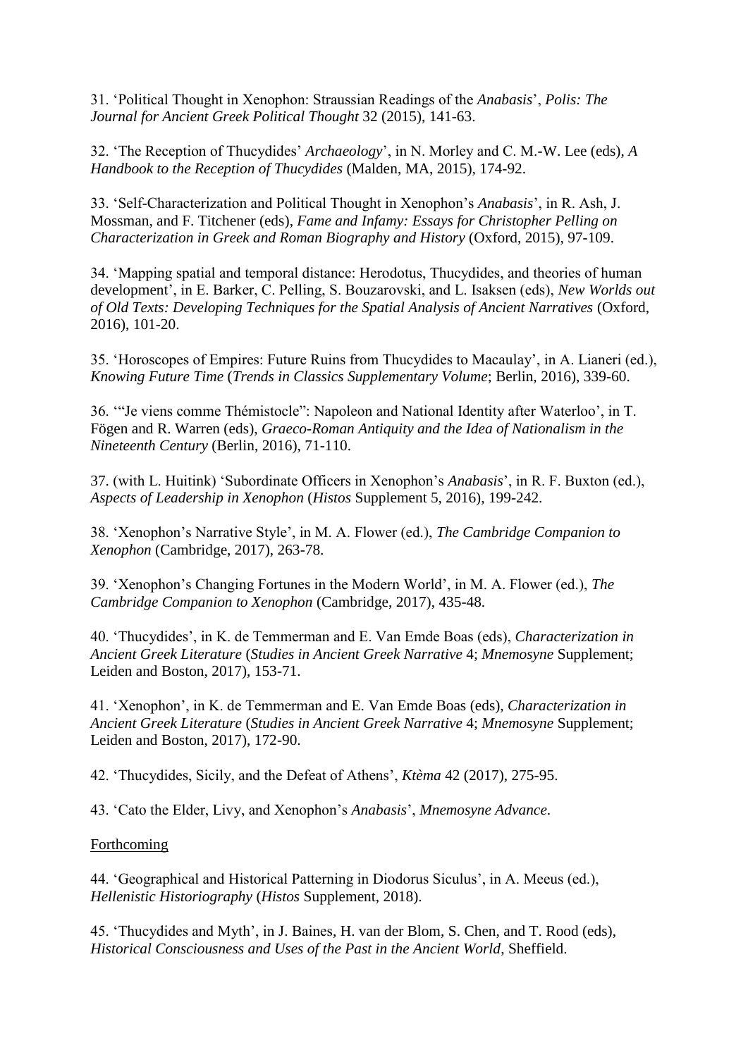31. 'Political Thought in Xenophon: Straussian Readings of the *Anabasis*', *Polis: The Journal for Ancient Greek Political Thought* 32 (2015), 141-63.

32. 'The Reception of Thucydides' *Archaeology*', in N. Morley and C. M.-W. Lee (eds), *A Handbook to the Reception of Thucydides* (Malden, MA, 2015), 174-92.

33. 'Self-Characterization and Political Thought in Xenophon's *Anabasis*', in R. Ash, J. Mossman, and F. Titchener (eds), *Fame and Infamy: Essays for Christopher Pelling on Characterization in Greek and Roman Biography and History* (Oxford, 2015), 97-109.

34. 'Mapping spatial and temporal distance: Herodotus, Thucydides, and theories of human development', in E. Barker, C. Pelling, S. Bouzarovski, and L. Isaksen (eds), *New Worlds out of Old Texts: Developing Techniques for the Spatial Analysis of Ancient Narratives* (Oxford, 2016), 101-20.

35. 'Horoscopes of Empires: Future Ruins from Thucydides to Macaulay', in A. Lianeri (ed.), *Knowing Future Time* (*Trends in Classics Supplementary Volume*; Berlin, 2016), 339-60.

36. '"Je viens comme Thémistocle": Napoleon and National Identity after Waterloo', in T. Fögen and R. Warren (eds), *Graeco-Roman Antiquity and the Idea of Nationalism in the Nineteenth Century* (Berlin, 2016), 71-110.

37. (with L. Huitink) 'Subordinate Officers in Xenophon's *Anabasis*', in R. F. Buxton (ed.), *Aspects of Leadership in Xenophon* (*Histos* Supplement 5, 2016), 199-242.

38. 'Xenophon's Narrative Style', in M. A. Flower (ed.), *The Cambridge Companion to Xenophon* (Cambridge, 2017), 263-78.

39. 'Xenophon's Changing Fortunes in the Modern World', in M. A. Flower (ed.), *The Cambridge Companion to Xenophon* (Cambridge, 2017), 435-48.

40. 'Thucydides', in K. de Temmerman and E. Van Emde Boas (eds), *Characterization in Ancient Greek Literature* (*Studies in Ancient Greek Narrative* 4; *Mnemosyne* Supplement; Leiden and Boston, 2017), 153-71.

41. 'Xenophon', in K. de Temmerman and E. Van Emde Boas (eds), *Characterization in Ancient Greek Literature* (*Studies in Ancient Greek Narrative* 4; *Mnemosyne* Supplement; Leiden and Boston, 2017), 172-90.

42. 'Thucydides, Sicily, and the Defeat of Athens', *Ktèma* 42 (2017), 275-95.

43. 'Cato the Elder, Livy, and Xenophon's *Anabasis*', *Mnemosyne Advance*.

Forthcoming

44. 'Geographical and Historical Patterning in Diodorus Siculus', in A. Meeus (ed.), *Hellenistic Historiography* (*Histos* Supplement, 2018).

45. 'Thucydides and Myth', in J. Baines, H. van der Blom, S. Chen, and T. Rood (eds), *Historical Consciousness and Uses of the Past in the Ancient World*, Sheffield.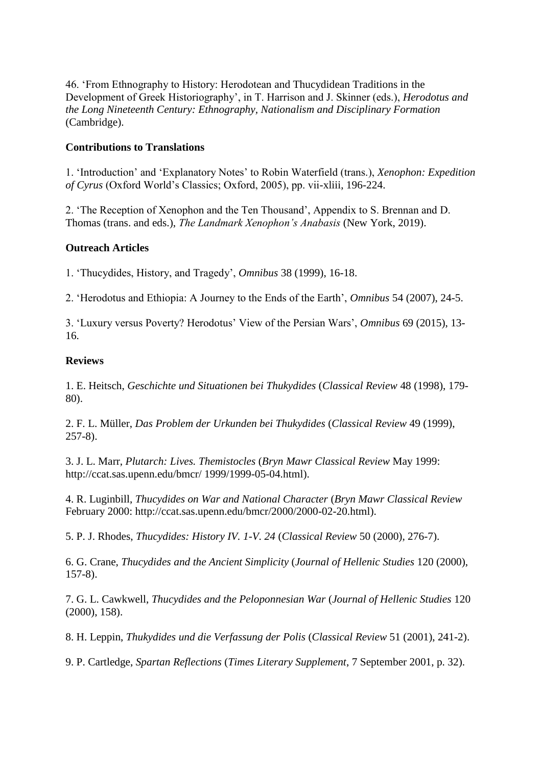46. 'From Ethnography to History: Herodotean and Thucydidean Traditions in the Development of Greek Historiography', in T. Harrison and J. Skinner (eds.), *Herodotus and the Long Nineteenth Century: Ethnography, Nationalism and Disciplinary Formation* (Cambridge).

**Contributions to Translations**

1. 'Introduction' and 'Explanatory Notes' to Robin Waterfield (trans.), *Xenophon: Expedition of Cyrus* (Oxford World's Classics; Oxford, 2005), pp. vii-xliii, 196-224.

2. 'The Reception of Xenophon and the Ten Thousand', Appendix to S. Brennan and D. Thomas (trans. and eds.), *The Landmark Xenophon's Anabasis* (New York, 2019).

**Outreach Articles**

1. 'Thucydides, History, and Tragedy', *Omnibus* 38 (1999), 16-18.

2. 'Herodotus and Ethiopia: A Journey to the Ends of the Earth', *Omnibus* 54 (2007), 24-5.

3. 'Luxury versus Poverty? Herodotus' View of the Persian Wars', *Omnibus* 69 (2015), 13-16.

**Reviews**

1. E. Heitsch, *Geschichte und Situationen bei Thukydides* (*Classical Review* 48 (1998), 179-80).

2. F. L. Müller, *Das Problem der Urkunden bei Thukydides* (*Classical Review* 49 (1999), 257-8).

3. J. L. Marr, *Plutarch: Lives. Themistocles* (*Bryn Mawr Classical Review* May 1999: http://ccat.sas.upenn.edu/bmcr/ 1999/1999-05-04.html).

4. R. Luginbill, *Thucydides on War and National Character* (*Bryn Mawr Classical Review* February 2000: http://ccat.sas.upenn.edu/bmcr/2000/2000-02-20.html).

5. P. J. Rhodes, *Thucydides: History IV. 1-V. 24* (*Classical Review* 50 (2000), 276-7).

6. G. Crane, *Thucydides and the Ancient Simplicity* (*Journal of Hellenic Studies* 120 (2000), 157-8).

7. G. L. Cawkwell, *Thucydides and the Peloponnesian War* (*Journal of Hellenic Studies* 120 (2000), 158).

8. H. Leppin, *Thukydides und die Verfassung der Polis* (*Classical Review* 51 (2001), 241-2).

9. P. Cartledge, *Spartan Reflections* (*Times Literary Supplement*, 7 September 2001, p. 32).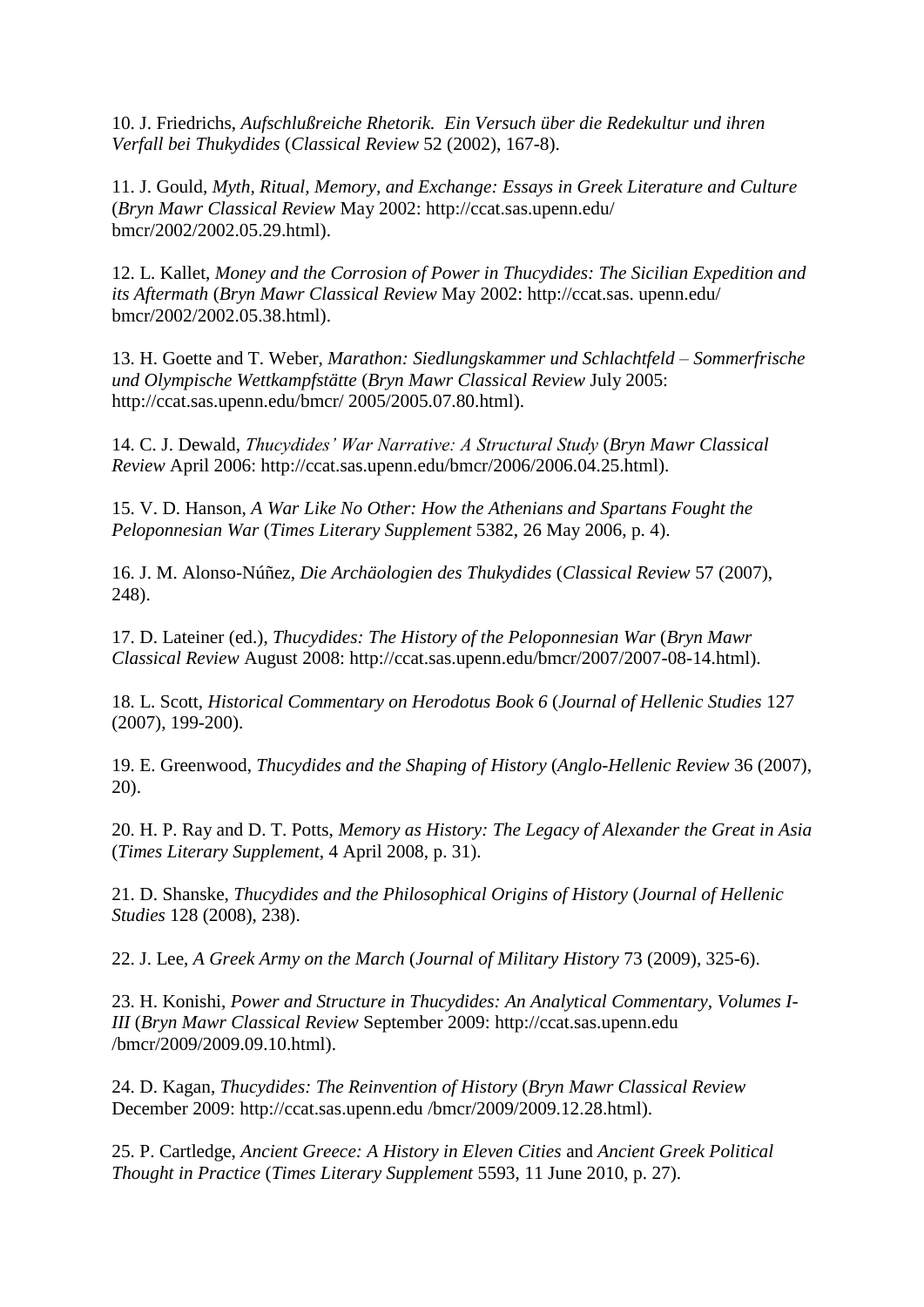10. J. Friedrichs, *Aufschlußreiche Rhetorik. Ein Versuch über die Redekultur und ihren Verfall bei Thukydides* (*Classical Review* 52 (2002), 167-8).

11. J. Gould, *Myth, Ritual, Memory, and Exchange: Essays in Greek Literature and Culture* (*Bryn Mawr Classical Review* May 2002: http://ccat.sas.upenn.edu/ bmcr/2002/2002.05.29.html).

12. L. Kallet, *Money and the Corrosion of Power in Thucydides: The Sicilian Expedition and its Aftermath* (*Bryn Mawr Classical Review* May 2002: http://ccat.sas. upenn.edu/ bmcr/2002/2002.05.38.html).

13. H. Goette and T. Weber, *Marathon: Siedlungskammer und Schlachtfeld – Sommerfrische und Olympische Wettkampfstätte* (*Bryn Mawr Classical Review* July 2005: http://ccat.sas.upenn.edu/bmcr/ 2005/2005.07.80.html).

14. C. J. Dewald, *Thucydides' War Narrative: A Structural Study* (*Bryn Mawr Classical Review* April 2006: http://ccat.sas.upenn.edu/bmcr/2006/2006.04.25.html).

15. V. D. Hanson, *A War Like No Other: How the Athenians and Spartans Fought the Peloponnesian War* (*Times Literary Supplement* 5382, 26 May 2006, p. 4).

16. J. M. Alonso-Núñez, *Die Archäologien des Thukydides* (*Classical Review* 57 (2007), 248).

17. D. Lateiner (ed.), *Thucydides: The History of the Peloponnesian War* (*Bryn Mawr Classical Review* August 2008: http://ccat.sas.upenn.edu/bmcr/2007/2007-08-14.html).

18. L. Scott, *Historical Commentary on Herodotus Book 6* (*Journal of Hellenic Studies* 127 (2007), 199-200).

19. E. Greenwood, *Thucydides and the Shaping of History* (*Anglo-Hellenic Review* 36 (2007), 20).

20. H. P. Ray and D. T. Potts, *Memory as History: The Legacy of Alexander the Great in Asia* (*Times Literary Supplement*, 4 April 2008, p. 31).

21. D. Shanske, *Thucydides and the Philosophical Origins of History* (*Journal of Hellenic Studies* 128 (2008), 238).

22. J. Lee, *A Greek Army on the March* (*Journal of Military History* 73 (2009), 325-6).

23. H. Konishi, *Power and Structure in Thucydides: An Analytical Commentary, Volumes I-III* (*Bryn Mawr Classical Review* September 2009: http://ccat.sas.upenn.edu /bmcr/2009/2009.09.10.html).

24. D. Kagan, *Thucydides: The Reinvention of History* (*Bryn Mawr Classical Review* December 2009: http://ccat.sas.upenn.edu /bmcr/2009/2009.12.28.html).

25. P. Cartledge, *Ancient Greece: A History in Eleven Cities* and *Ancient Greek Political Thought in Practice* (*Times Literary Supplement* 5593, 11 June 2010, p. 27).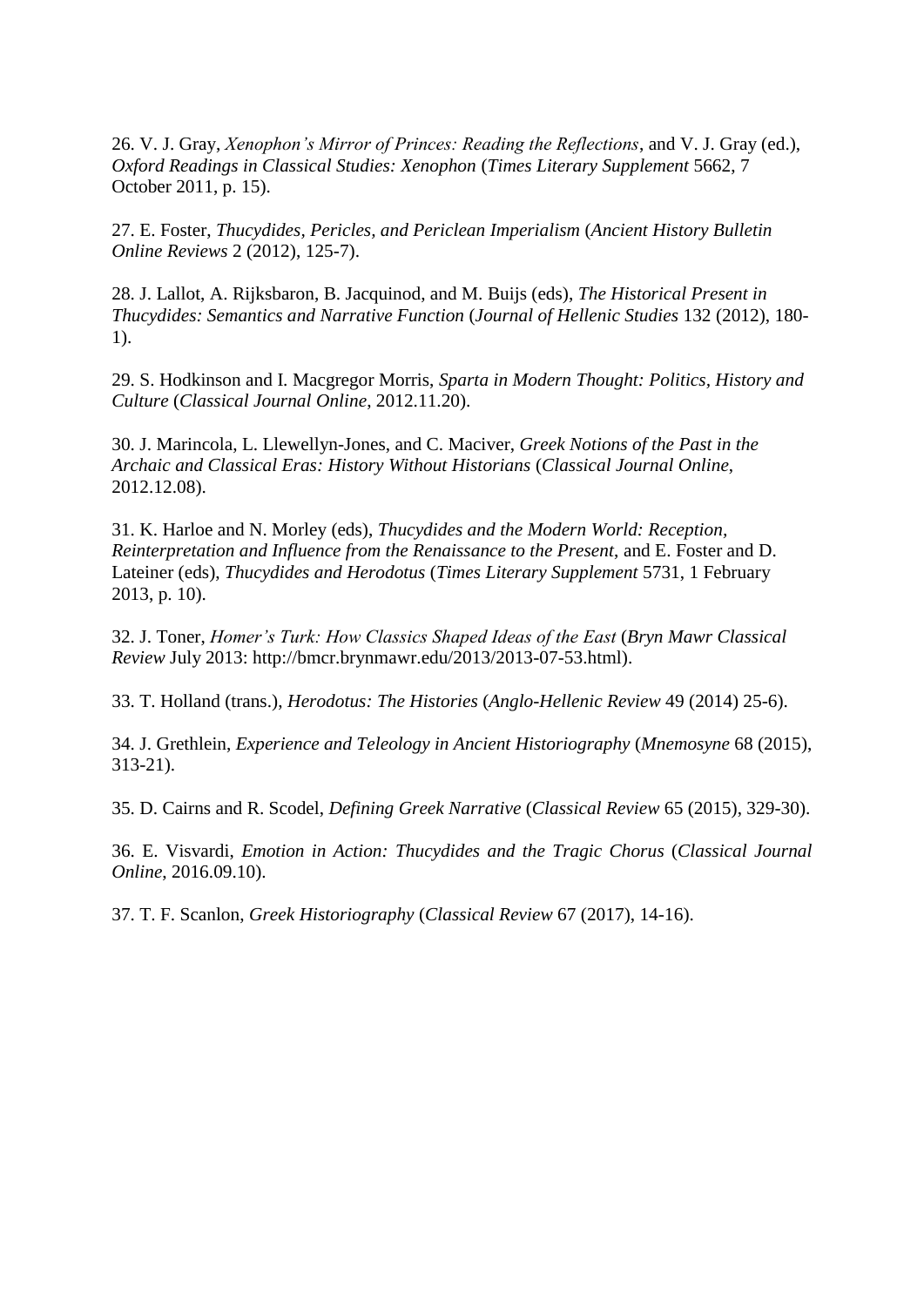26. V. J. Gray, *Xenophon's Mirror of Princes: Reading the Reflections*, and V. J. Gray (ed.), *Oxford Readings in Classical Studies: Xenophon* (*Times Literary Supplement* 5662, 7 October 2011, p. 15).

27. E. Foster, *Thucydides, Pericles, and Periclean Imperialism* (*Ancient History Bulletin Online Reviews* 2 (2012), 125-7).

28. J. Lallot, A. Rijksbaron, B. Jacquinod, and M. Buijs (eds), *The Historical Present in Thucydides: Semantics and Narrative Function* (*Journal of Hellenic Studies* 132 (2012), 180-1).

29. S. Hodkinson and I. Macgregor Morris, *Sparta in Modern Thought: Politics, History and Culture* (*Classical Journal Online*, 2012.11.20).

30. J. Marincola, L. Llewellyn-Jones, and C. Maciver, *Greek Notions of the Past in the Archaic and Classical Eras: History Without Historians* (*Classical Journal Online*, 2012.12.08).

31. K. Harloe and N. Morley (eds), *Thucydides and the Modern World: Reception, Reinterpretation and Influence from the Renaissance to the Present*, and E. Foster and D. Lateiner (eds), *Thucydides and Herodotus* (*Times Literary Supplement* 5731, 1 February 2013, p. 10).

32. J. Toner, *Homer's Turk: How Classics Shaped Ideas of the East* (*Bryn Mawr Classical Review* July 2013: http://bmcr.brynmawr.edu/2013/2013-07-53.html).

33. T. Holland (trans.), *Herodotus: The Histories* (*Anglo-Hellenic Review* 49 (2014) 25-6).

34. J. Grethlein, *Experience and Teleology in Ancient Historiography* (*Mnemosyne* 68 (2015), 313-21).

35. D. Cairns and R. Scodel, *Defining Greek Narrative* (*Classical Review* 65 (2015), 329-30).

36. E. Visvardi, *Emotion in Action: Thucydides and the Tragic Chorus* (*Classical Journal Online*, 2016.09.10).

37. T. F. Scanlon, *Greek Historiography* (*Classical Review* 67 (2017), 14-16).